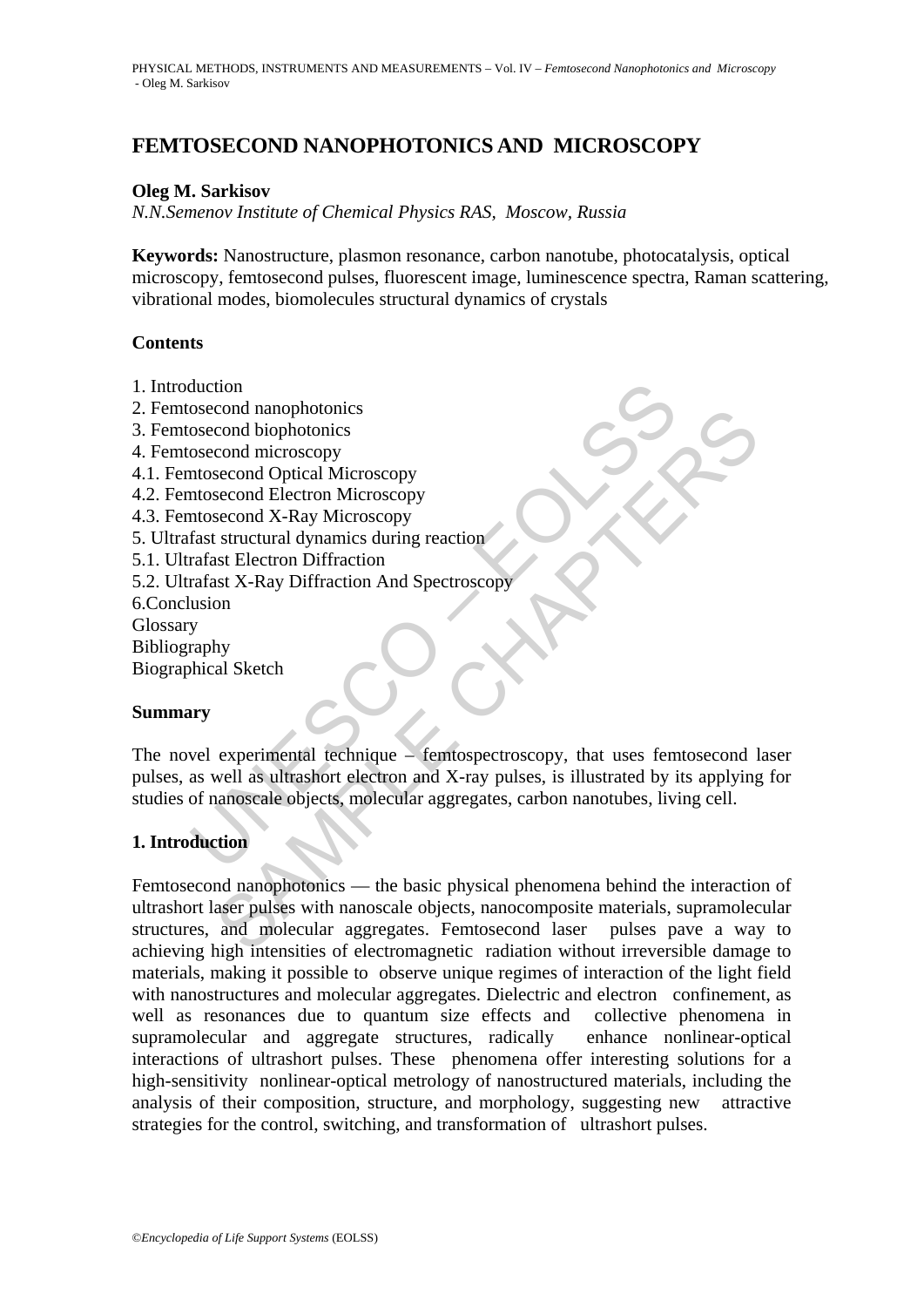# FEMTOSECOND NANOPHOTONICS AND MICROSCOPY

**Oleg M. Sarkisov**

*N.N.Semenov Institute of Chemical Physics RAS, Moscow, Russia*

**Keywords:** Nanostructure, plasmon resonance, carbon nanotube, photocatalysis, optical microscopy, femtosecond pulses, fluorescent image, luminescence spectra, Raman scattering, vibrational modes, biomolecules structural dynamics of crystals

## Contents

1. Introduction
2. Femtosecond nanophotonics
3. Femtosecond biophotonics
4. Femtosecond microscopy
4.1. Femtosecond Optical Microscopy
4.2. Femtosecond Electron Microscopy
4.3. Femtosecond X-Ray Microscopy
5. Ultrafast structural dynamics during reaction
5.1. Ultrafast Electron Diffraction
5.2. Ultrafast X-Ray Diffraction And Spectroscopy
6.Conclusion
Glossary
Bibliography
Biographical Sketch

## Summary

The novel experimental technique – femtospectroscopy, that uses femtosecond laser pulses, as well as ultrashort electron and X-ray pulses, is illustrated by its applying for studies of nanoscale objects, molecular aggregates, carbon nanotubes, living cell.

## 1. Introduction

Femtosecond nanophotonics — the basic physical phenomena behind the interaction of ultrashort laser pulses with nanoscale objects, nanocomposite materials, supramolecular structures, and molecular aggregates. Femtosecond laser pulses pave a way to achieving high intensities of electromagnetic radiation without irreversible damage to materials, making it possible to observe unique regimes of interaction of the light field with nanostructures and molecular aggregates. Dielectric and electron confinement, as well as resonances due to quantum size effects and collective phenomena in supramolecular and aggregate structures, radically enhance nonlinear-optical interactions of ultrashort pulses. These phenomena offer interesting solutions for a high-sensitivity nonlinear-optical metrology of nanostructured materials, including the analysis of their composition, structure, and morphology, suggesting new attractive strategies for the control, switching, and transformation of ultrashort pulses.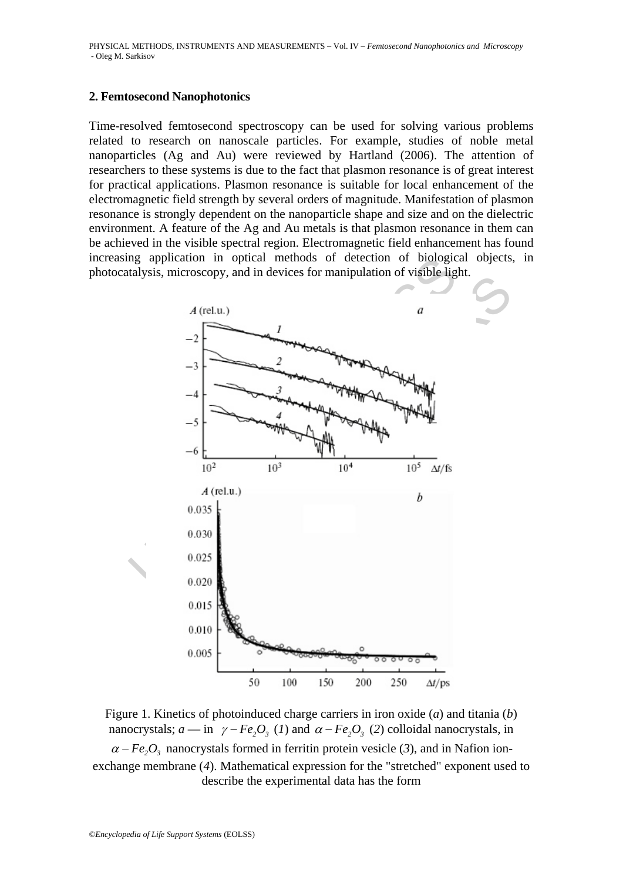## 2. Femtosecond Nanophotonics

Time-resolved femtosecond spectroscopy can be used for solving various problems related to research on nanoscale particles. For example, studies of noble metal nanoparticles (Ag and Au) were reviewed by Hartland (2006). The attention of researchers to these systems is due to the fact that plasmon resonance is of great interest for practical applications. Plasmon resonance is suitable for local enhancement of the electromagnetic field strength by several orders of magnitude. Manifestation of plasmon resonance is strongly dependent on the nanoparticle shape and size and on the dielectric environment. A feature of the Ag and Au metals is that plasmon resonance in them can be achieved in the visible spectral region. Electromagnetic field enhancement has found increasing application in optical methods of detection of biological objects, in photocatalysis, microscopy, and in devices for manipulation of visible light.

Figure 1. Kinetics of photoinduced charge carriers in iron oxide (*a*) and titania (*b*) nanocrystals; *a* — in $\gamma - Fe_2O_3$ (*1*) and $\alpha - Fe_2O_3$ (*2*) colloidal nanocrystals, in $\alpha - Fe_2O_3$ nanocrystals formed in ferritin protein vesicle (*3*), and in Nafion ion-exchange membrane (*4*). Mathematical expression for the "stretched" exponent used to describe the experimental data has the form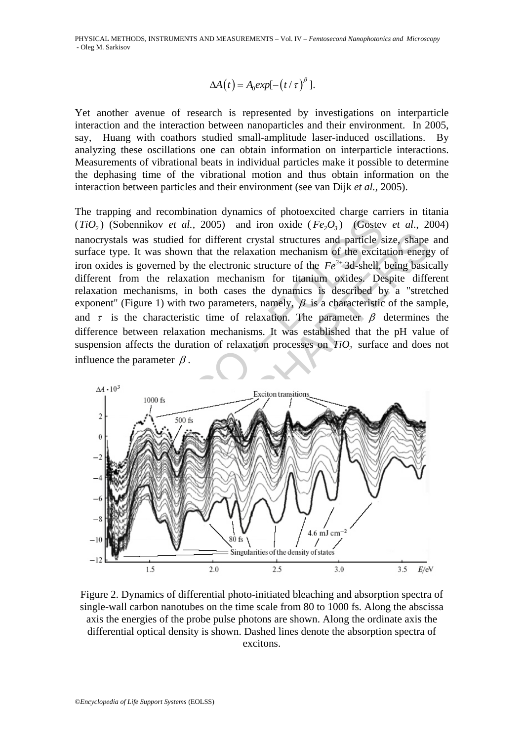$$\Delta A(t) = A_0 exp[-(t/\tau)^\beta].$$

Yet another avenue of research is represented by investigations on interparticle interaction and the interaction between nanoparticles and their environment. In 2005, say, Huang with coathors studied small-amplitude laser-induced oscillations. By analyzing these oscillations one can obtain information on interparticle interactions. Measurements of vibrational beats in individual particles make it possible to determine the dephasing time of the vibrational motion and thus obtain information on the interaction between particles and their environment (see van Dijk *et al.*, 2005).

The trapping and recombination dynamics of photoexcited charge carriers in titania ($TiO_2$) (Sobennikov *et al.*, 2005) and iron oxide ($Fe_2O_3$) (Gostev *et al*., 2004) nanocrystals was studied for different crystal structures and particle size, shape and surface type. It was shown that the relaxation mechanism of the excitation energy of iron oxides is governed by the electronic structure of the $Fe^{3+}$ 3d-shell, being basically different from the relaxation mechanism for titanium oxides. Despite different relaxation mechanisms, in both cases the dynamics is described by a "stretched exponent" (Figure 1) with two parameters, namely, $\beta$ is a characteristic of the sample, and $\tau$ is the characteristic time of relaxation. The parameter $\beta$ determines the difference between relaxation mechanisms. It was established that the pH value of suspension affects the duration of relaxation processes on $TiO_2$ surface and does not influence the parameter $\beta$.

Figure 2. Dynamics of differential photo-initiated bleaching and absorption spectra of single-wall carbon nanotubes on the time scale from 80 to 1000 fs. Along the abscissa axis the energies of the probe pulse photons are shown. Along the ordinate axis the differential optical density is shown. Dashed lines denote the absorption spectra of excitons.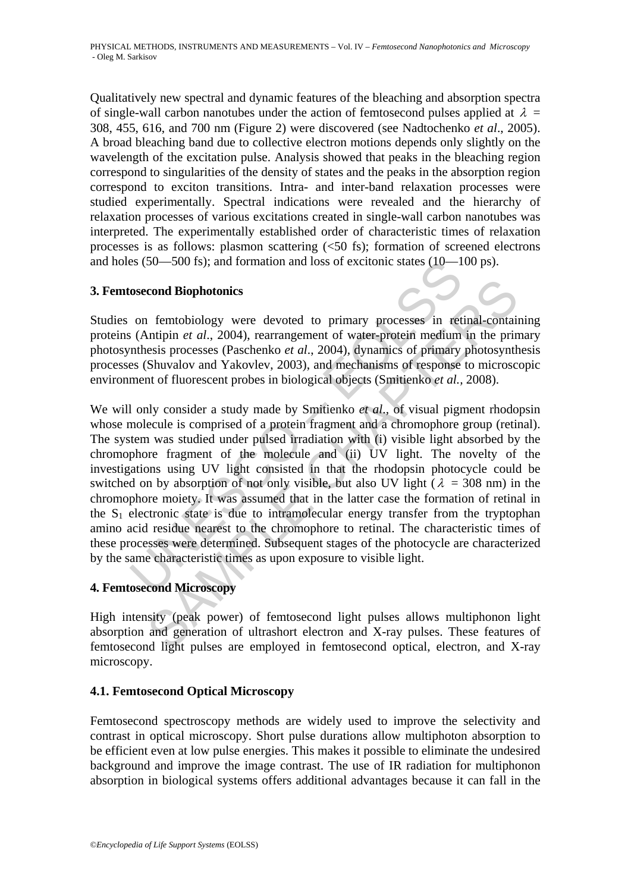Qualitatively new spectral and dynamic features of the bleaching and absorption spectra of single-wall carbon nanotubes under the action of femtosecond pulses applied at $\lambda$ = 308, 455, 616, and 700 nm (Figure 2) were discovered (see Nadtochenko *et al*., 2005). A broad bleaching band due to collective electron motions depends only slightly on the wavelength of the excitation pulse. Analysis showed that peaks in the bleaching region correspond to singularities of the density of states and the peaks in the absorption region correspond to exciton transitions. Intra- and inter-band relaxation processes were studied experimentally. Spectral indications were revealed and the hierarchy of relaxation processes of various excitations created in single-wall carbon nanotubes was interpreted. The experimentally established order of characteristic times of relaxation processes is as follows: plasmon scattering (<50 fs); formation of screened electrons and holes (50—500 fs); and formation and loss of excitonic states (10—100 ps).

## 3. Femtosecond Biophotonics

Studies on femtobiology were devoted to primary processes in retinal-containing proteins (Antipin *et al*., 2004), rearrangement of water-protein medium in the primary photosynthesis processes (Paschenko *et al*., 2004), dynamics of primary photosynthesis processes (Shuvalov and Yakovlev, 2003), and mechanisms of response to microscopic environment of fluorescent probes in biological objects (Smitienko *et al.*, 2008).

We will only consider a study made by Smitienko *et al*., of visual pigment rhodopsin whose molecule is comprised of a protein fragment and a chromophore group (retinal). The system was studied under pulsed irradiation with (i) visible light absorbed by the chromophore fragment of the molecule and (ii) UV light. The novelty of the investigations using UV light consisted in that the rhodopsin photocycle could be switched on by absorption of not only visible, but also UV light ($\lambda$ = 308 nm) in the chromophore moiety. It was assumed that in the latter case the formation of retinal in the $S_1$ electronic state is due to intramolecular energy transfer from the tryptophan amino acid residue nearest to the chromophore to retinal. The characteristic times of these processes were determined. Subsequent stages of the photocycle are characterized by the same characteristic times as upon exposure to visible light.

## 4. Femtosecond Microscopy

High intensity (peak power) of femtosecond light pulses allows multiphonon light absorption and generation of ultrashort electron and X-ray pulses. These features of femtosecond light pulses are employed in femtosecond optical, electron, and X-ray microscopy.

### 4.1. Femtosecond Optical Microscopy

Femtosecond spectroscopy methods are widely used to improve the selectivity and contrast in optical microscopy. Short pulse durations allow multiphoton absorption to be efficient even at low pulse energies. This makes it possible to eliminate the undesired background and improve the image contrast. The use of IR radiation for multiphonon absorption in biological systems offers additional advantages because it can fall in the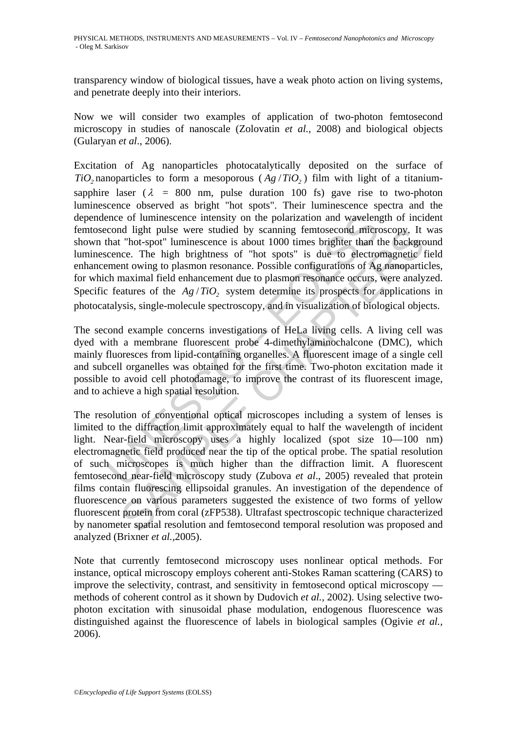transparency window of biological tissues, have a weak photo action on living systems, and penetrate deeply into their interiors.

Now we will consider two examples of application of two-photon femtosecond microscopy in studies of nanoscale (Zolovatin *et al.,* 2008) and biological objects (Gularyan *et al*., 2006).

Excitation of Ag nanoparticles photocatalytically deposited on the surface of $TiO_2$ nanoparticles to form a mesoporous ( $Ag/TiO_2$ ) film with light of a titanium-sapphire laser ( $\lambda$ = 800 nm, pulse duration 100 fs) gave rise to two-photon luminescence observed as bright "hot spots". Their luminescence spectra and the dependence of luminescence intensity on the polarization and wavelength of incident femtosecond light pulse were studied by scanning femtosecond microscopy. It was shown that "hot-spot" luminescence is about 1000 times brighter than the background luminescence. The high brightness of "hot spots" is due to electromagnetic field enhancement owing to plasmon resonance. Possible configurations of Ag nanoparticles, for which maximal field enhancement due to plasmon resonance occurs, were analyzed. Specific features of the $Ag/TiO_2$ system determine its prospects for applications in photocatalysis, single-molecule spectroscopy, and in visualization of biological objects.

The second example concerns investigations of HeLa living cells. A living cell was dyed with a membrane fluorescent probe 4-dimethylaminochalcone (DMC), which mainly fluoresces from lipid-containing organelles. A fluorescent image of a single cell and subcell organelles was obtained for the first time. Two-photon excitation made it possible to avoid cell photodamage, to improve the contrast of its fluorescent image, and to achieve a high spatial resolution.

The resolution of conventional optical microscopes including a system of lenses is limited to the diffraction limit approximately equal to half the wavelength of incident light. Near-field microscopy uses a highly localized (spot size 10—100 nm) electromagnetic field produced near the tip of the optical probe. The spatial resolution of such microscopes is much higher than the diffraction limit. A fluorescent femtosecond near-field microscopy study (Zubova *et al*., 2005) revealed that protein films contain fluorescing ellipsoidal granules. An investigation of the dependence of fluorescence on various parameters suggested the existence of two forms of yellow fluorescent protein from coral (zFP538). Ultrafast spectroscopic technique characterized by nanometer spatial resolution and femtosecond temporal resolution was proposed and analyzed (Brixner *et al.,*2005).

Note that currently femtosecond microscopy uses nonlinear optical methods. For instance, optical microscopy employs coherent anti-Stokes Raman scattering (CARS) to improve the selectivity, contrast, and sensitivity in femtosecond optical microscopy — methods of coherent control as it shown by Dudovich *et al.*, 2002). Using selective two-photon excitation with sinusoidal phase modulation, endogenous fluorescence was distinguished against the fluorescence of labels in biological samples (Ogivie *et al.,* 2006).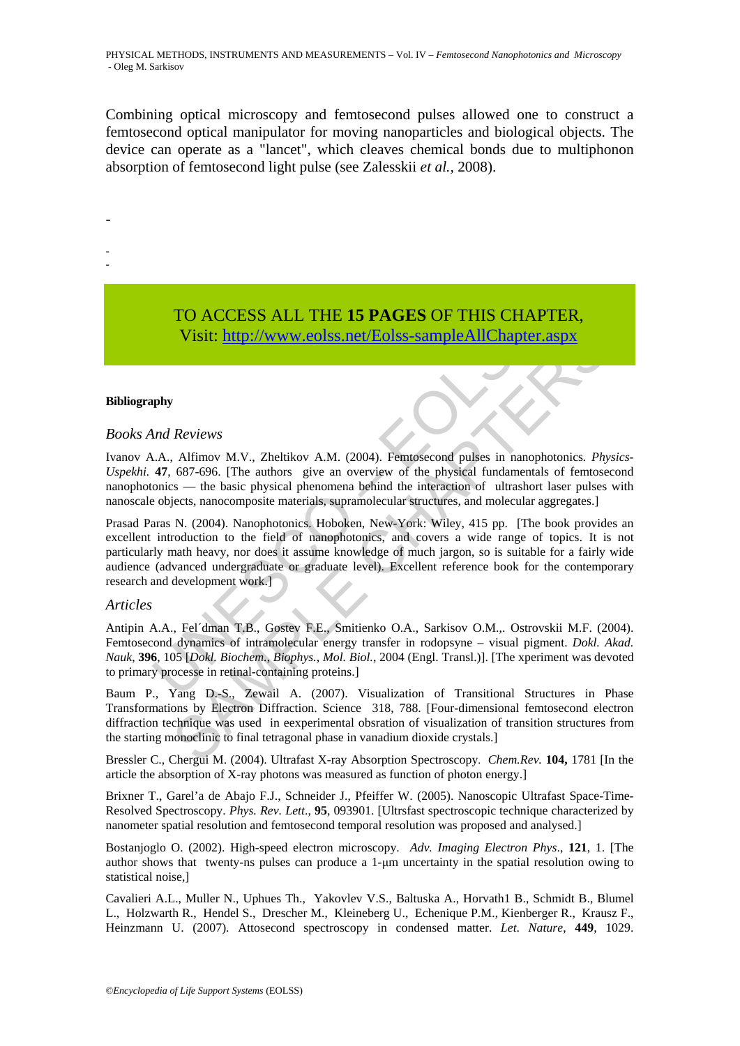Combining optical microscopy and femtosecond pulses allowed one to construct a femtosecond optical manipulator for moving nanoparticles and biological objects. The device can operate as a "lancet", which cleaves chemical bonds due to multiphonon absorption of femtosecond light pulse (see Zalesskii *et al.,* 2008).

-

-
-

TO ACCESS ALL THE **15 PAGES** OF THIS CHAPTER,
Visit: http://www.eolss.net/Eolss-sampleAllChapter.aspx

**Bibliography**

*Books And Reviews*

Ivanov A.A., Alfimov M.V., Zheltikov A.M. (2004). Femtosecond pulses in nanophotonics*. Physics-Uspekhi.* **47**, 687-696. [The authors give an overview of the physical fundamentals of femtosecond nanophotonics — the basic physical phenomena behind the interaction of ultrashort laser pulses with nanoscale objects, nanocomposite materials, supramolecular structures, and molecular aggregates.]

Prasad Paras N. (2004). Nanophotonics. Hoboken, New-York: Wiley, 415 pp. [The book provides an excellent introduction to the field of nanophotonics, and covers a wide range of topics. It is not particularly math heavy, nor does it assume knowledge of much jargon, so is suitable for a fairly wide audience (advanced undergraduate or graduate level). Excellent reference book for the contemporary research and development work.]

*Articles*

Antipin A.A., Fel´dman T.B., Gostev F.E., Smitienko O.A., Sarkisov O.M.,. Ostrovskii M.F. (2004). Femtosecond dynamics of intramolecular energy transfer in rodopsyne – visual pigment. *Dokl. Akad. Nauk*, **396**, 105 [*Dokl. Biochem., Biophys., Mol. Biol.*, 2004 (Engl. Transl.)]. [The xperiment was devoted to primary processe in retinal-containing proteins.]

Baum P., Yang D.-S., Zewail A. (2007). Visualization of Transitional Structures in Phase Transformations by Electron Diffraction. Science 318, 788. [Four-dimensional femtosecond electron diffraction technique was used in eexperimental obsration of visualization of transition structures from the starting monoclinic to final tetragonal phase in vanadium dioxide crystals.]

Bressler C., Chergui M. (2004). Ultrafast X-ray Absorption Spectroscopy. *Chem.Rev.* **104,** 1781 [In the article the absorption of X-ray photons was measured as function of photon energy.]

Brixner T., Garel'a de Abajo F.J., Schneider J., Pfeiffer W. (2005). Nanoscopic Ultrafast Space-Time-Resolved Spectroscopy. *Phys. Rev. Lett.*, **95**, 093901. [Ultrsfast spectroscopic technique characterized by nanometer spatial resolution and femtosecond temporal resolution was proposed and analysed.]

Bostanjoglo O. (2002). High-speed electron microscopy. *Adv. Imaging Electron Phys*., **121**, 1. [The author shows that twenty-ns pulses can produce a 1-μm uncertainty in the spatial resolution owing to statistical noise,]

Cavalieri A.L., Muller N., Uphues Th., Yakovlev V.S., Baltuska A., Horvath1 B., Schmidt B., Blumel L., Holzwarth R., Hendel S., Drescher M., Kleineberg U., Echenique P.M., Kienberger R., Krausz F., Heinzmann U. (2007). Attosecond spectroscopy in condensed matter. *Let. Nature*, **449**, 1029.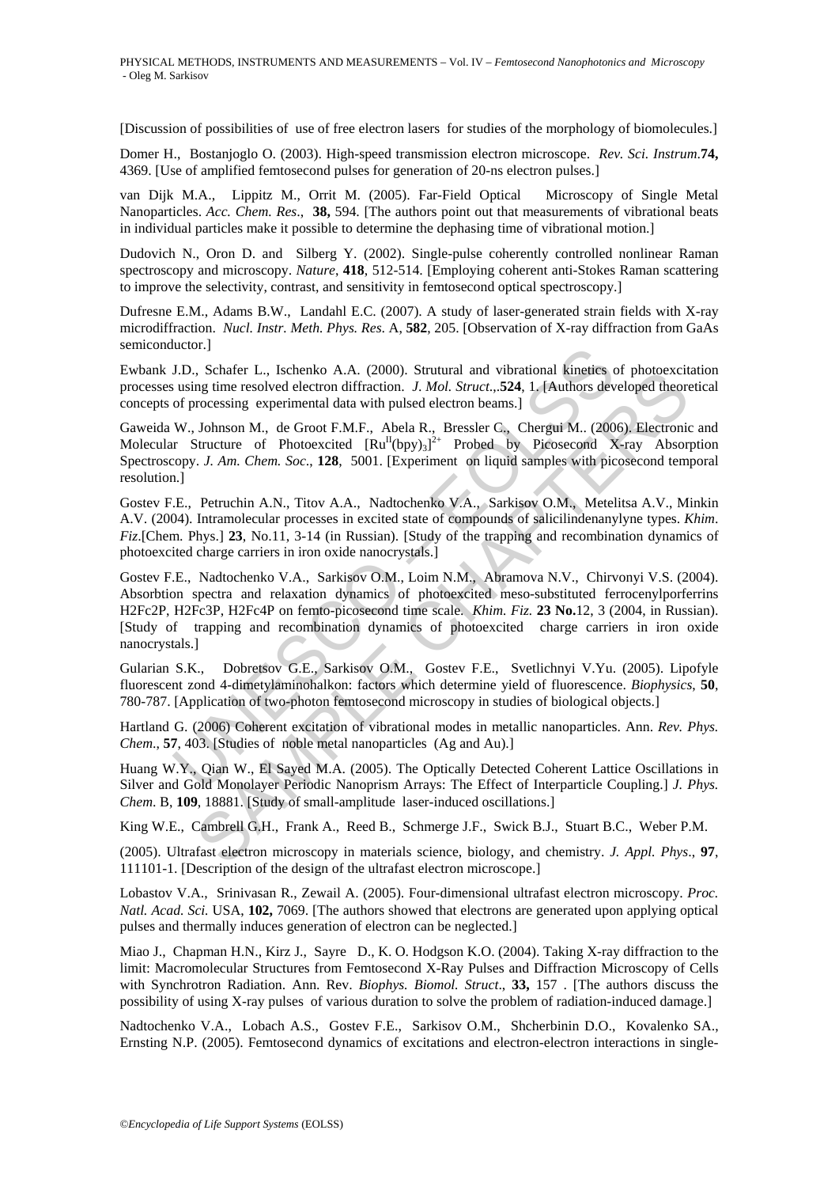[Discussion of possibilities of use of free electron lasers for studies of the morphology of biomolecules.]

Domer H., Bostanjoglo O. (2003). High-speed transmission electron microscope. *Rev. Sci. Instrum*.**74,** 4369. [Use of amplified femtosecond pulses for generation of 20-ns electron pulses.]

van Dijk M.A., Lippitz M., Orrit M. (2005). Far-Field Optical Microscopy of Single Metal Nanoparticles. *Acc. Chem. Res*., **38,** 594. [The authors point out that measurements of vibrational beats in individual particles make it possible to determine the dephasing time of vibrational motion.]

Dudovich N., Oron D. and Silberg Y. (2002). Single-pulse coherently controlled nonlinear Raman spectroscopy and microscopy. *Nature*, **418**, 512-514. [Employing coherent anti-Stokes Raman scattering to improve the selectivity, contrast, and sensitivity in femtosecond optical spectroscopy.]

Dufresne E.M., Adams B.W., Landahl E.C. (2007). A study of laser-generated strain fields with X-ray microdiffraction. *Nucl. Instr. Meth. Phys. Res*. A, **582**, 205. [Observation of X-ray diffraction from GaAs semiconductor.]

Ewbank J.D., Schafer L., Ischenko A.A. (2000). Strutural and vibrational kinetics of photoexcitation processes using time resolved electron diffraction. *J. Mol. Struct*.,.**524**, 1. [Authors developed theoretical concepts of processing experimental data with pulsed electron beams.]

Gaweida W., Johnson M., de Groot F.M.F., Abela R., Bressler C., Chergui M.. (2006). Electronic and Molecular Structure of Photoexcited $[Ru^{II}(bpy)_3]^{2+}$ Probed by Picosecond X-ray Absorption Spectroscopy. *J. Am. Chem. Soc*., **128**, 5001. [Experiment on liquid samples with picosecond temporal resolution.]

Gostev F.E., Petruchin A.N., Titov A.A., Nadtochenko V.A., Sarkisov O.M., Metelitsa A.V., Minkin A.V. (2004). Intramolecular processes in excited state of compounds of salicilindenanylyne types. *Khim. Fiz*.[Chem. Phys.] **23**, No.11, 3-14 (in Russian). [Study of the trapping and recombination dynamics of photoexcited charge carriers in iron oxide nanocrystals.]

Gostev F.E., Nadtochenko V.A., Sarkisov O.M., Loim N.M., Abramova N.V., Chirvonyi V.S. (2004). Absorbtion spectra and relaxation dynamics of photoexcited meso-substituted ferrocenylporferrins H2Fc2P, H2Fc3P, H2Fc4P on femto-picosecond time scale. *Khim. Fiz.* **23 No.**12, 3 (2004, in Russian). [Study of trapping and recombination dynamics of photoexcited charge carriers in iron oxide nanocrystals.]

Gularian S.K., Dobretsov G.E., Sarkisov O.M., Gostev F.E., Svetlichnyi V.Yu. (2005). Lipofyle fluorescent zond 4-dimetylaminohalkon: factors which determine yield of fluorescence. *Biophysics*, **50**, 780-787. [Application of two-photon femtosecond microscopy in studies of biological objects.]

Hartland G. (2006) Coherent excitation of vibrational modes in metallic nanoparticles. Ann. *Rev. Phys. Chem*., **57**, 403. [Studies of noble metal nanoparticles (Ag and Au).]

Huang W.Y., Qian W., El Sayed M.A. (2005). The Optically Detected Coherent Lattice Oscillations in Silver and Gold Monolayer Periodic Nanoprism Arrays: The Effect of Interparticle Coupling.] *J. Phys. Chem*. B, **109**, 18881. [Study of small-amplitude laser-induced oscillations.]

King W.E., Cambrell G.H., Frank A., Reed B., Schmerge J.F., Swick B.J., Stuart B.C., Weber P.M.

(2005). Ultrafast electron microscopy in materials science, biology, and chemistry. *J. Appl. Phys*., **97**, 111101-1. [Description of the design of the ultrafast electron microscope.]

Lobastov V.A., Srinivasan R., Zewail A. (2005). Four-dimensional ultrafast electron microscopy. *Proc. Natl. Acad. Sci.* USA, **102,** 7069. [The authors showed that electrons are generated upon applying optical pulses and thermally induces generation of electron can be neglected.]

Miao J., Chapman H.N., Kirz J., Sayre D., K. O. Hodgson K.O. (2004). Taking X-ray diffraction to the limit: Macromolecular Structures from Femtosecond X-Ray Pulses and Diffraction Microscopy of Cells with Synchrotron Radiation. Ann. Rev. *Biophys. Biomol. Struct*., **33,** 157 . [The authors discuss the possibility of using X-ray pulses of various duration to solve the problem of radiation-induced damage.]

Nadtochenko V.A., Lobach A.S., Gostev F.E., Sarkisov O.M., Shcherbinin D.O., Kovalenko SA., Ernsting N.P. (2005). Femtosecond dynamics of excitations and electron-electron interactions in single-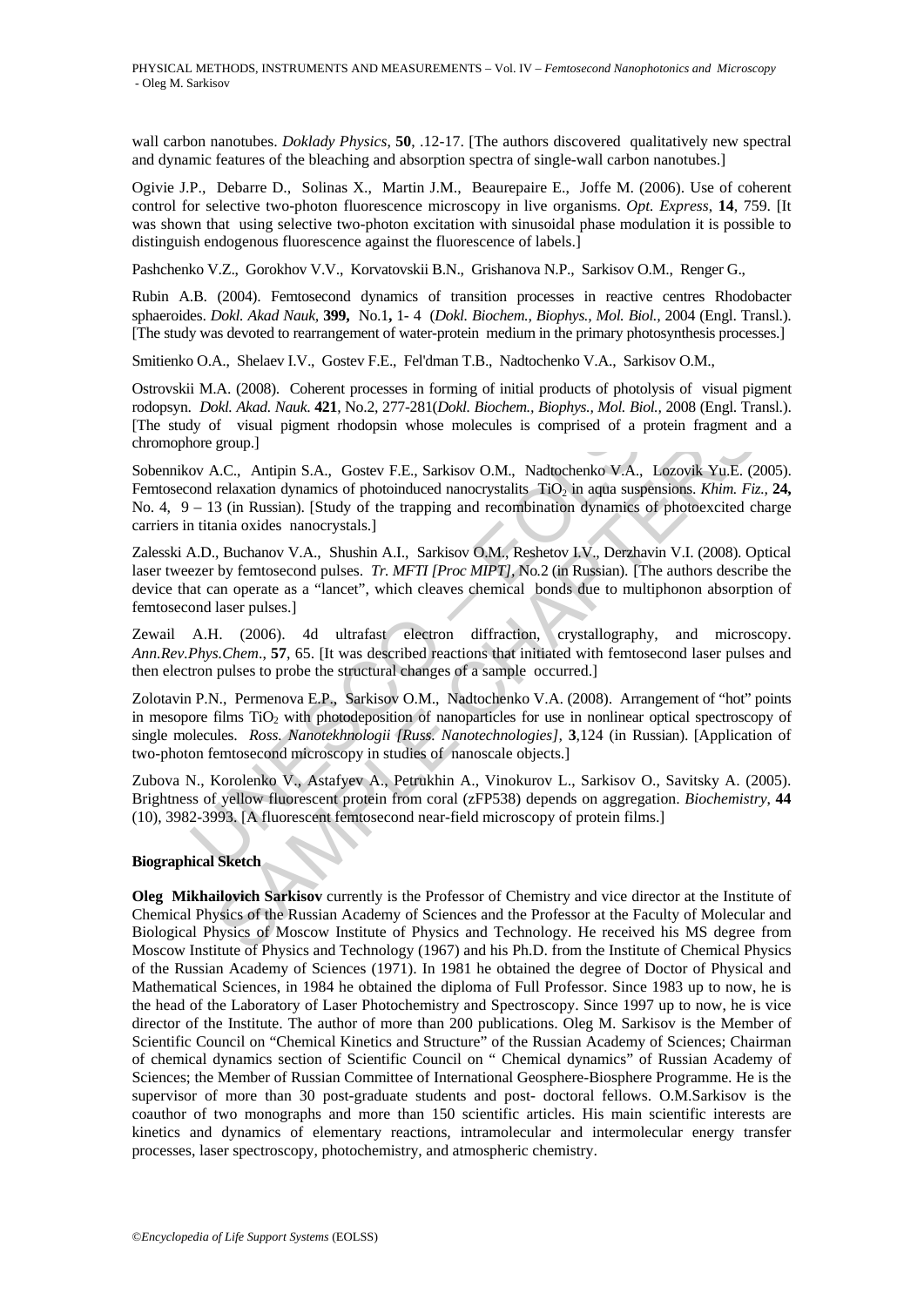wall carbon nanotubes. *Doklady Physics*, **50**, .12-17. [The authors discovered qualitatively new spectral and dynamic features of the bleaching and absorption spectra of single-wall carbon nanotubes.]

Ogivie J.P., Debarre D., Solinas X., Martin J.M., Beaurepaire E., Joffe M. (2006). Use of coherent control for selective two-photon fluorescence microscopy in live organisms. *Opt. Express*, **14**, 759. [It was shown that using selective two-photon excitation with sinusoidal phase modulation it is possible to distinguish endogenous fluorescence against the fluorescence of labels.]

Pashchenko V.Z., Gorokhov V.V., Korvatovskii B.N., Grishanova N.P., Sarkisov O.M., Renger G.,

Rubin A.B. (2004). Femtosecond dynamics of transition processes in reactive centres Rhodobacter sphaeroides. *Dokl. Akad Nauk*, **399,** No.1**,** 1- 4 (*Dokl. Biochem., Biophys., Mol. Biol.*, 2004 (Engl. Transl.). [The study was devoted to rearrangement of water-protein medium in the primary photosynthesis processes.]

Smitienko O.A., Shelaev I.V., Gostev F.E., Fel'dman T.B., Nadtochenko V.A., Sarkisov O.M.,

Ostrovskii M.A. (2008). Coherent processes in forming of initial products of photolysis of visual pigment rodopsyn. *Dokl. Akad. Nauk*. **421**, No.2, 277-281(*Dokl. Biochem., Biophys., Mol. Biol.*, 2008 (Engl. Transl.). [The study of visual pigment rhodopsin whose molecules is comprised of a protein fragment and a chromophore group.]

Sobennikov A.C., Antipin S.A., Gostev F.E., Sarkisov O.M., Nadtochenko V.A., Lozovik Yu.E. (2005). Femtosecond relaxation dynamics of photoinduced nanocrystalits $TiO_2$ in aqua suspensions. *Khim. Fiz.*, **24,** No. 4, 9 – 13 (in Russian). [Study of the trapping and recombination dynamics of photoexcited charge carriers in titania oxides nanocrystals.]

Zalesski A.D., Buchanov V.A., Shushin A.I., Sarkisov O.M., Reshetov I.V., Derzhavin V.I. (2008). Optical laser tweezer by femtosecond pulses. *Tr. MFTI [Proc MIPT]*, No.2 (in Russian). [The authors describe the device that can operate as a "lancet", which cleaves chemical bonds due to multiphonon absorption of femtosecond laser pulses.]

Zewail A.H. (2006). 4d ultrafast electron diffraction, crystallography, and microscopy. *Ann.Rev.Phys.Chem*., **57**, 65. [It was described reactions that initiated with femtosecond laser pulses and then electron pulses to probe the structural changes of a sample occurred.]

Zolotavin P.N., Permenova E.P., Sarkisov O.M., Nadtochenko V.A. (2008). Arrangement of "hot" points in mesopore films $TiO_2$ with photodeposition of nanoparticles for use in nonlinear optical spectroscopy of single molecules. *Ross. Nanotekhnologii [Russ. Nanotechnologies]*, **3**,124 (in Russian). [Application of two-photon femtosecond microscopy in studies of nanoscale objects.]

Zubova N., Korolenko V., Astafyev A., Petrukhin A., Vinokurov L., Sarkisov O., Savitsky A. (2005). Brightness of yellow fluorescent protein from coral (zFP538) depends on aggregation. *Biochemistry*, **44** (10), 3982-3993. [A fluorescent femtosecond near-field microscopy of protein films.]

**Biographical Sketch**

**Oleg Mikhailovich Sarkisov** currently is the Professor of Chemistry and vice director at the Institute of Chemical Physics of the Russian Academy of Sciences and the Professor at the Faculty of Molecular and Biological Physics of Moscow Institute of Physics and Technology. He received his MS degree from Moscow Institute of Physics and Technology (1967) and his Ph.D. from the Institute of Chemical Physics of the Russian Academy of Sciences (1971). In 1981 he obtained the degree of Doctor of Physical and Mathematical Sciences, in 1984 he obtained the diploma of Full Professor. Since 1983 up to now, he is the head of the Laboratory of Laser Photochemistry and Spectroscopy. Since 1997 up to now, he is vice director of the Institute. The author of more than 200 publications. Oleg M. Sarkisov is the Member of Scientific Council on "Chemical Kinetics and Structure" of the Russian Academy of Sciences; Chairman of chemical dynamics section of Scientific Council on " Chemical dynamics" of Russian Academy of Sciences; the Member of Russian Committee of International Geosphere-Biosphere Programme. He is the supervisor of more than 30 post-graduate students and post- doctoral fellows. O.M.Sarkisov is the coauthor of two monographs and more than 150 scientific articles. His main scientific interests are kinetics and dynamics of elementary reactions, intramolecular and intermolecular energy transfer processes, laser spectroscopy, photochemistry, and atmospheric chemistry.